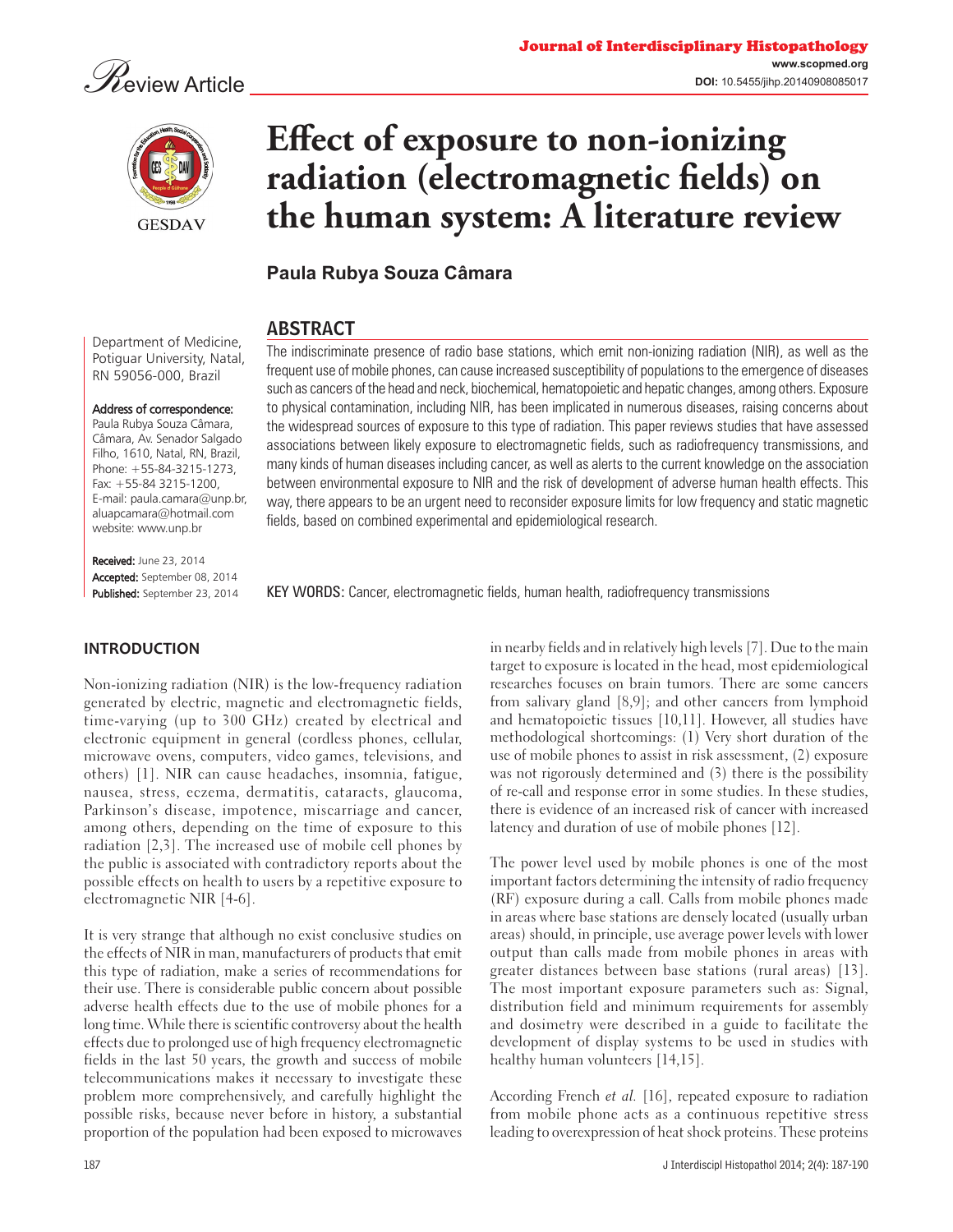Review Article

# Effect of exposure to non-ionizing radiation (electromagnetic fields) on the human system: A literature review

**Paula Rubya Souza Câmara**

Department of Medicine, Potiguar University, Natal, RN 59056-000, Brazil

**Address of correspondence:**
Paula Rubya Souza Câmara, Câmara, Av. Senador Salgado Filho, 1610, Natal, RN, Brazil, Phone: +55-84-3215-1273, Fax: +55-84 3215-1200, E-mail: paula.camara@unp.br, aluapcamara@hotmail.com website: www.unp.br

**Received:** June 23, 2014
**Accepted:** September 08, 2014
**Published:** September 23, 2014

## ABSTRACT

The indiscriminate presence of radio base stations, which emit non-ionizing radiation (NIR), as well as the frequent use of mobile phones, can cause increased susceptibility of populations to the emergence of diseases such as cancers of the head and neck, biochemical, hematopoietic and hepatic changes, among others. Exposure to physical contamination, including NIR, has been implicated in numerous diseases, raising concerns about the widespread sources of exposure to this type of radiation. This paper reviews studies that have assessed associations between likely exposure to electromagnetic fields, such as radiofrequency transmissions, and many kinds of human diseases including cancer, as well as alerts to the current knowledge on the association between environmental exposure to NIR and the risk of development of adverse human health effects. This way, there appears to be an urgent need to reconsider exposure limits for low frequency and static magnetic fields, based on combined experimental and epidemiological research.

KEY WORDS: Cancer, electromagnetic fields, human health, radiofrequency transmissions

## INTRODUCTION

Non-ionizing radiation (NIR) is the low-frequency radiation generated by electric, magnetic and electromagnetic fields, time-varying (up to 300 GHz) created by electrical and electronic equipment in general (cordless phones, cellular, microwave ovens, computers, video games, televisions, and others) [1]. NIR can cause headaches, insomnia, fatigue, nausea, stress, eczema, dermatitis, cataracts, glaucoma, Parkinson's disease, impotence, miscarriage and cancer, among others, depending on the time of exposure to this radiation [2,3]. The increased use of mobile cell phones by the public is associated with contradictory reports about the possible effects on health to users by a repetitive exposure to electromagnetic NIR [4-6].

It is very strange that although no exist conclusive studies on the effects of NIR in man, manufacturers of products that emit this type of radiation, make a series of recommendations for their use. There is considerable public concern about possible adverse health effects due to the use of mobile phones for a long time. While there is scientific controversy about the health effects due to prolonged use of high frequency electromagnetic fields in the last 50 years, the growth and success of mobile telecommunications makes it necessary to investigate these problem more comprehensively, and carefully highlight the possible risks, because never before in history, a substantial proportion of the population had been exposed to microwaves in nearby fields and in relatively high levels [7]. Due to the main target to exposure is located in the head, most epidemiological researches focuses on brain tumors. There are some cancers from salivary gland [8,9]; and other cancers from lymphoid and hematopoietic tissues [10,11]. However, all studies have methodological shortcomings: (1) Very short duration of the use of mobile phones to assist in risk assessment, (2) exposure was not rigorously determined and (3) there is the possibility of re-call and response error in some studies. In these studies, there is evidence of an increased risk of cancer with increased latency and duration of use of mobile phones [12].

The power level used by mobile phones is one of the most important factors determining the intensity of radio frequency (RF) exposure during a call. Calls from mobile phones made in areas where base stations are densely located (usually urban areas) should, in principle, use average power levels with lower output than calls made from mobile phones in areas with greater distances between base stations (rural areas) [13]. The most important exposure parameters such as: Signal, distribution field and minimum requirements for assembly and dosimetry were described in a guide to facilitate the development of display systems to be used in studies with healthy human volunteers [14,15].

According French *et al.* [16], repeated exposure to radiation from mobile phone acts as a continuous repetitive stress leading to overexpression of heat shock proteins. These proteins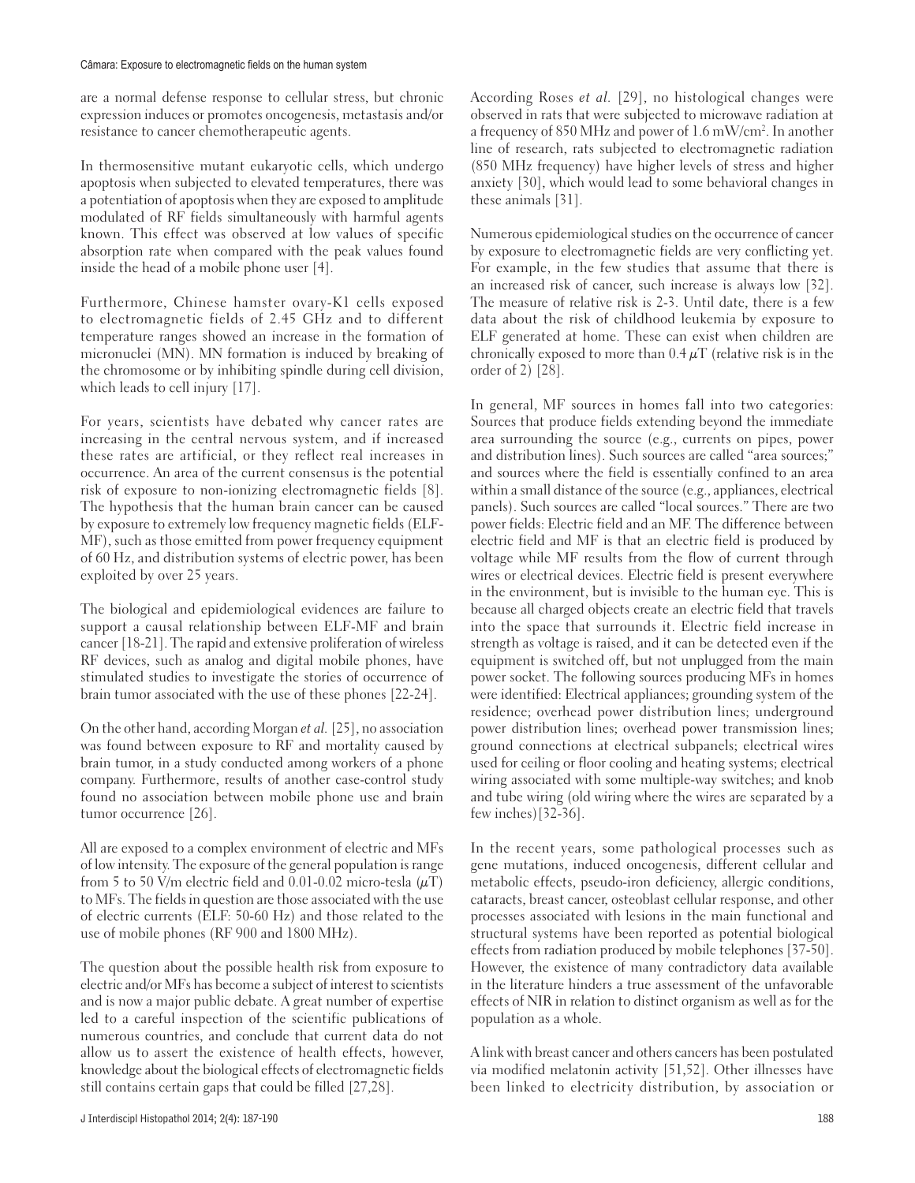are a normal defense response to cellular stress, but chronic expression induces or promotes oncogenesis, metastasis and/or resistance to cancer chemotherapeutic agents.

In thermosensitive mutant eukaryotic cells, which undergo apoptosis when subjected to elevated temperatures, there was a potentiation of apoptosis when they are exposed to amplitude modulated of RF fields simultaneously with harmful agents known. This effect was observed at low values of specific absorption rate when compared with the peak values found inside the head of a mobile phone user [4].

Furthermore, Chinese hamster ovary-K1 cells exposed to electromagnetic fields of 2.45 GHz and to different temperature ranges showed an increase in the formation of micronuclei (MN). MN formation is induced by breaking of the chromosome or by inhibiting spindle during cell division, which leads to cell injury [17].

For years, scientists have debated why cancer rates are increasing in the central nervous system, and if increased these rates are artificial, or they reflect real increases in occurrence. An area of the current consensus is the potential risk of exposure to non-ionizing electromagnetic fields [8]. The hypothesis that the human brain cancer can be caused by exposure to extremely low frequency magnetic fields (ELF-MF), such as those emitted from power frequency equipment of 60 Hz, and distribution systems of electric power, has been exploited by over 25 years.

The biological and epidemiological evidences are failure to support a causal relationship between ELF-MF and brain cancer [18-21]. The rapid and extensive proliferation of wireless RF devices, such as analog and digital mobile phones, have stimulated studies to investigate the stories of occurrence of brain tumor associated with the use of these phones [22-24].

On the other hand, according Morgan *et al.* [25], no association was found between exposure to RF and mortality caused by brain tumor, in a study conducted among workers of a phone company. Furthermore, results of another case-control study found no association between mobile phone use and brain tumor occurrence [26].

All are exposed to a complex environment of electric and MFs of low intensity. The exposure of the general population is range from 5 to 50 V/m electric field and 0.01-0.02 micro-tesla ($\mu$T) to MFs. The fields in question are those associated with the use of electric currents (ELF: 50-60 Hz) and those related to the use of mobile phones (RF 900 and 1800 MHz).

The question about the possible health risk from exposure to electric and/or MFs has become a subject of interest to scientists and is now a major public debate. A great number of expertise led to a careful inspection of the scientific publications of numerous countries, and conclude that current data do not allow us to assert the existence of health effects, however, knowledge about the biological effects of electromagnetic fields still contains certain gaps that could be filled [27,28].

According Roses *et al.* [29], no histological changes were observed in rats that were subjected to microwave radiation at a frequency of 850 MHz and power of 1.6 mW/cm$^2$. In another line of research, rats subjected to electromagnetic radiation (850 MHz frequency) have higher levels of stress and higher anxiety [30], which would lead to some behavioral changes in these animals [31].

Numerous epidemiological studies on the occurrence of cancer by exposure to electromagnetic fields are very conflicting yet. For example, in the few studies that assume that there is an increased risk of cancer, such increase is always low [32]. The measure of relative risk is 2-3. Until date, there is a few data about the risk of childhood leukemia by exposure to ELF generated at home. These can exist when children are chronically exposed to more than 0.4 $\mu$T (relative risk is in the order of 2) [28].

In general, MF sources in homes fall into two categories: Sources that produce fields extending beyond the immediate area surrounding the source (e.g., currents on pipes, power and distribution lines). Such sources are called "area sources;" and sources where the field is essentially confined to an area within a small distance of the source (e.g., appliances, electrical panels). Such sources are called "local sources." There are two power fields: Electric field and an MF. The difference between electric field and MF is that an electric field is produced by voltage while MF results from the flow of current through wires or electrical devices. Electric field is present everywhere in the environment, but is invisible to the human eye. This is because all charged objects create an electric field that travels into the space that surrounds it. Electric field increase in strength as voltage is raised, and it can be detected even if the equipment is switched off, but not unplugged from the main power socket. The following sources producing MFs in homes were identified: Electrical appliances; grounding system of the residence; overhead power distribution lines; underground power distribution lines; overhead power transmission lines; ground connections at electrical subpanels; electrical wires used for ceiling or floor cooling and heating systems; electrical wiring associated with some multiple-way switches; and knob and tube wiring (old wiring where the wires are separated by a few inches)[32-36].

In the recent years, some pathological processes such as gene mutations, induced oncogenesis, different cellular and metabolic effects, pseudo-iron deficiency, allergic conditions, cataracts, breast cancer, osteoblast cellular response, and other processes associated with lesions in the main functional and structural systems have been reported as potential biological effects from radiation produced by mobile telephones [37-50]. However, the existence of many contradictory data available in the literature hinders a true assessment of the unfavorable effects of NIR in relation to distinct organism as well as for the population as a whole.

A link with breast cancer and others cancers has been postulated via modified melatonin activity [51,52]. Other illnesses have been linked to electricity distribution, by association or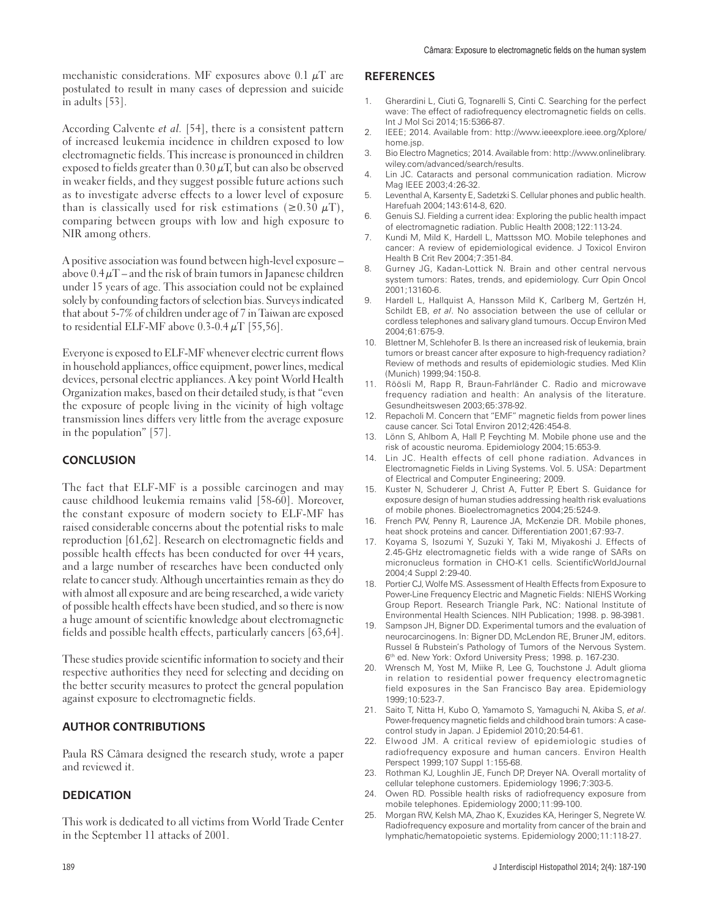mechanistic considerations. MF exposures above 0.1 $\mu$T are postulated to result in many cases of depression and suicide in adults [53].

According Calvente *et al.* [54], there is a consistent pattern of increased leukemia incidence in children exposed to low electromagnetic fields. This increase is pronounced in children exposed to fields greater than 0.30 $\mu$T, but can also be observed in weaker fields, and they suggest possible future actions such as to investigate adverse effects to a lower level of exposure than is classically used for risk estimations ($\geq$0.30 $\mu$T), comparing between groups with low and high exposure to NIR among others.

A positive association was found between high-level exposure – above 0.4 $\mu$T – and the risk of brain tumors in Japanese children under 15 years of age. This association could not be explained solely by confounding factors of selection bias. Surveys indicated that about 5-7% of children under age of 7 in Taiwan are exposed to residential ELF-MF above 0.3-0.4 $\mu$T [55,56].

Everyone is exposed to ELF-MF whenever electric current flows in household appliances, office equipment, power lines, medical devices, personal electric appliances. A key point World Health Organization makes, based on their detailed study, is that "even the exposure of people living in the vicinity of high voltage transmission lines differs very little from the average exposure in the population" [57].

## CONCLUSION

The fact that ELF-MF is a possible carcinogen and may cause childhood leukemia remains valid [58-60]. Moreover, the constant exposure of modern society to ELF-MF has raised considerable concerns about the potential risks to male reproduction [61,62]. Research on electromagnetic fields and possible health effects has been conducted for over 44 years, and a large number of researches have been conducted only relate to cancer study. Although uncertainties remain as they do with almost all exposure and are being researched, a wide variety of possible health effects have been studied, and so there is now a huge amount of scientific knowledge about electromagnetic fields and possible health effects, particularly cancers [63,64].

These studies provide scientific information to society and their respective authorities they need for selecting and deciding on the better security measures to protect the general population against exposure to electromagnetic fields.

## AUTHOR CONTRIBUTIONS

Paula RS Câmara designed the research study, wrote a paper and reviewed it.

## DEDICATION

This work is dedicated to all victims from World Trade Center in the September 11 attacks of 2001.

## REFERENCES

1. Gherardini L, Ciuti G, Tognarelli S, Cinti C. Searching for the perfect wave: The effect of radiofrequency electromagnetic fields on cells. Int J Mol Sci 2014;15:5366-87.
2. IEEE; 2014. Available from: http://www.ieeexplore.ieee.org/Xplore/home.jsp.
3. Bio Electro Magnetics; 2014. Available from: http://www.onlinelibrary.wiley.com/advanced/search/results.
4. Lin JC. Cataracts and personal communication radiation. Microw Mag IEEE 2003;4:26-32.
5. Leventhal A, Karsenty E, Sadetzki S. Cellular phones and public health. Harefuah 2004;143:614-8, 620.
6. Genuis SJ. Fielding a current idea: Exploring the public health impact of electromagnetic radiation. Public Health 2008;122:113-24.
7. Kundi M, Mild K, Hardell L, Mattsson MO. Mobile telephones and cancer: A review of epidemiological evidence. J Toxicol Environ Health B Crit Rev 2004;7:351-84.
8. Gurney JG, Kadan-Lottick N. Brain and other central nervous system tumors: Rates, trends, and epidemiology. Curr Opin Oncol 2001;13160-6.
9. Hardell L, Hallquist A, Hansson Mild K, Carlberg M, Gertzén H, Schildt EB, *et al*. No association between the use of cellular or cordless telephones and salivary gland tumours. Occup Environ Med 2004;61:675-9.
10. Blettner M, Schlehofer B. Is there an increased risk of leukemia, brain tumors or breast cancer after exposure to high-frequency radiation? Review of methods and results of epidemiologic studies. Med Klin (Munich) 1999;94:150-8.
11. Röösli M, Rapp R, Braun-Fahrländer C. Radio and microwave frequency radiation and health: An analysis of the literature. Gesundheitswesen 2003;65:378-92.
12. Repacholi M. Concern that "EMF" magnetic fields from power lines cause cancer. Sci Total Environ 2012;426:454-8.
13. Lönn S, Ahlbom A, Hall P, Feychting M. Mobile phone use and the risk of acoustic neuroma. Epidemiology 2004;15:653-9.
14. Lin JC. Health effects of cell phone radiation. Advances in Electromagnetic Fields in Living Systems. Vol. 5. USA: Department of Electrical and Computer Engineering; 2009.
15. Kuster N, Schuderer J, Christ A, Futter P, Ebert S. Guidance for exposure design of human studies addressing health risk evaluations of mobile phones. Bioelectromagnetics 2004;25:524-9.
16. French PW, Penny R, Laurence JA, McKenzie DR. Mobile phones, heat shock proteins and cancer. Differentiation 2001;67:93-7.
17. Koyama S, Isozumi Y, Suzuki Y, Taki M, Miyakoshi J. Effects of 2.45-GHz electromagnetic fields with a wide range of SARs on micronucleus formation in CHO-K1 cells. ScientificWorldJournal 2004;4 Suppl 2:29-40.
18. Portier CJ, Wolfe MS. Assessment of Health Effects from Exposure to Power-Line Frequency Electric and Magnetic Fields: NIEHS Working Group Report. Research Triangle Park, NC: National Institute of Environmental Health Sciences. NIH Publication; 1998. p. 98-3981.
19. Sampson JH, Bigner DD. Experimental tumors and the evaluation of neurocarcinogens. In: Bigner DD, McLendon RE, Bruner JM, editors. Russel & Rubstein's Pathology of Tumors of the Nervous System. 6th ed. New York: Oxford University Press; 1998. p. 167-230.
20. Wrensch M, Yost M, Miike R, Lee G, Touchstone J. Adult glioma in relation to residential power frequency electromagnetic field exposures in the San Francisco Bay area. Epidemiology 1999;10:523-7.
21. Saito T, Nitta H, Kubo O, Yamamoto S, Yamaguchi N, Akiba S, *et al*. Power-frequency magnetic fields and childhood brain tumors: A case-control study in Japan. J Epidemiol 2010;20:54-61.
22. Elwood JM. A critical review of epidemiologic studies of radiofrequency exposure and human cancers. Environ Health Perspect 1999;107 Suppl 1:155-68.
23. Rothman KJ, Loughlin JE, Funch DP, Dreyer NA. Overall mortality of cellular telephone customers. Epidemiology 1996;7:303-5.
24. Owen RD. Possible health risks of radiofrequency exposure from mobile telephones. Epidemiology 2000;11:99-100.
25. Morgan RW, Kelsh MA, Zhao K, Exuzides KA, Heringer S, Negrete W. Radiofrequency exposure and mortality from cancer of the brain and lymphatic/hematopoietic systems. Epidemiology 2000;11:118-27.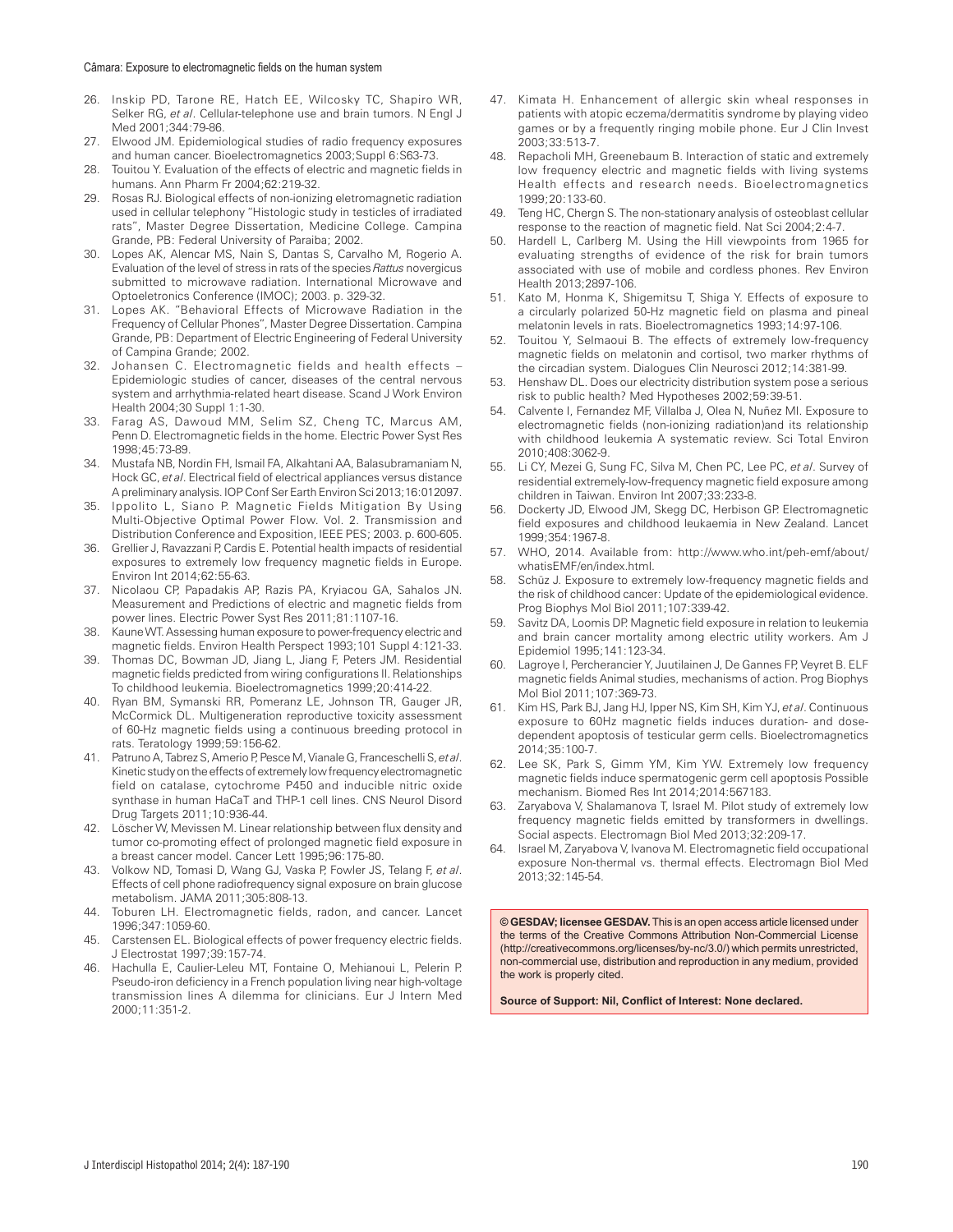26. Inskip PD, Tarone RE, Hatch EE, Wilcosky TC, Shapiro WR, Selker RG, *et al*. Cellular-telephone use and brain tumors. N Engl J Med 2001;344:79-86.
27. Elwood JM. Epidemiological studies of radio frequency exposures and human cancer. Bioelectromagnetics 2003;Suppl 6:S63-73.
28. Touitou Y. Evaluation of the effects of electric and magnetic fields in humans. Ann Pharm Fr 2004;62:219-32.
29. Rosas RJ. Biological effects of non-ionizing eletromagnetic radiation used in cellular telephony "Histologic study in testicles of irradiated rats", Master Degree Dissertation, Medicine College. Campina Grande, PB: Federal University of Paraiba; 2002.
30. Lopes AK, Alencar MS, Nain S, Dantas S, Carvalho M, Rogerio A. Evaluation of the level of stress in rats of the species *Rattus* novergicus submitted to microwave radiation. International Microwave and Optoeletronics Conference (IMOC); 2003. p. 329-32.
31. Lopes AK. "Behavioral Effects of Microwave Radiation in the Frequency of Cellular Phones", Master Degree Dissertation. Campina Grande, PB: Department of Electric Engineering of Federal University of Campina Grande; 2002.
32. Johansen C. Electromagnetic fields and health effects – Epidemiologic studies of cancer, diseases of the central nervous system and arrhythmia-related heart disease. Scand J Work Environ Health 2004;30 Suppl 1:1-30.
33. Farag AS, Dawoud MM, Selim SZ, Cheng TC, Marcus AM, Penn D. Electromagnetic fields in the home. Electric Power Syst Res 1998;45:73-89.
34. Mustafa NB, Nordin FH, Ismail FA, Alkahtani AA, Balasubramaniam N, Hock GC, *et al*. Electrical field of electrical appliances versus distance A preliminary analysis. IOP Conf Ser Earth Environ Sci 2013;16:012097.
35. Ippolito L, Siano P. Magnetic Fields Mitigation By Using Multi-Objective Optimal Power Flow. Vol. 2. Transmission and Distribution Conference and Exposition, IEEE PES; 2003. p. 600-605.
36. Grellier J, Ravazzani P, Cardis E. Potential health impacts of residential exposures to extremely low frequency magnetic fields in Europe. Environ Int 2014;62:55-63.
37. Nicolaou CP, Papadakis AP, Razis PA, Kryiacou GA, Sahalos JN. Measurement and Predictions of electric and magnetic fields from power lines. Electric Power Syst Res 2011;81:1107-16.
38. Kaune WT. Assessing human exposure to power-frequency electric and magnetic fields. Environ Health Perspect 1993;101 Suppl 4:121-33.
39. Thomas DC, Bowman JD, Jiang L, Jiang F, Peters JM. Residential magnetic fields predicted from wiring configurations II. Relationships To childhood leukemia. Bioelectromagnetics 1999;20:414-22.
40. Ryan BM, Symanski RR, Pomeranz LE, Johnson TR, Gauger JR, McCormick DL. Multigeneration reproductive toxicity assessment of 60-Hz magnetic fields using a continuous breeding protocol in rats. Teratology 1999;59:156-62.
41. Patruno A, Tabrez S, Amerio P, Pesce M, Vianale G, Franceschelli S, *et al*. Kinetic study on the effects of extremely low frequency electromagnetic field on catalase, cytochrome P450 and inducible nitric oxide synthase in human HaCaT and THP-1 cell lines. CNS Neurol Disord Drug Targets 2011;10:936-44.
42. Löscher W, Mevissen M. Linear relationship between flux density and tumor co-promoting effect of prolonged magnetic field exposure in a breast cancer model. Cancer Lett 1995;96:175-80.
43. Volkow ND, Tomasi D, Wang GJ, Vaska P, Fowler JS, Telang F, *et al*. Effects of cell phone radiofrequency signal exposure on brain glucose metabolism. JAMA 2011;305:808-13.
44. Toburen LH. Electromagnetic fields, radon, and cancer. Lancet 1996;347:1059-60.
45. Carstensen EL. Biological effects of power frequency electric fields. J Electrostat 1997;39:157-74.
46. Hachulla E, Caulier-Leleu MT, Fontaine O, Mehianoui L, Pelerin P. Pseudo-iron deficiency in a French population living near high-voltage transmission lines A dilemma for clinicians. Eur J Intern Med 2000;11:351-2.
47. Kimata H. Enhancement of allergic skin wheal responses in patients with atopic eczema/dermatitis syndrome by playing video games or by a frequently ringing mobile phone. Eur J Clin Invest 2003;33:513-7.
48. Repacholi MH, Greenebaum B. Interaction of static and extremely low frequency electric and magnetic fields with living systems Health effects and research needs. Bioelectromagnetics 1999;20:133-60.
49. Teng HC, Chergn S. The non-stationary analysis of osteoblast cellular response to the reaction of magnetic field. Nat Sci 2004;2:4-7.
50. Hardell L, Carlberg M. Using the Hill viewpoints from 1965 for evaluating strengths of evidence of the risk for brain tumors associated with use of mobile and cordless phones. Rev Environ Health 2013;2897-106.
51. Kato M, Honma K, Shigemitsu T, Shiga Y. Effects of exposure to a circularly polarized 50-Hz magnetic field on plasma and pineal melatonin levels in rats. Bioelectromagnetics 1993;14:97-106.
52. Touitou Y, Selmaoui B. The effects of extremely low-frequency magnetic fields on melatonin and cortisol, two marker rhythms of the circadian system. Dialogues Clin Neurosci 2012;14:381-99.
53. Henshaw DL. Does our electricity distribution system pose a serious risk to public health? Med Hypotheses 2002;59:39-51.
54. Calvente I, Fernandez MF, Villalba J, Olea N, Nuñez MI. Exposure to electromagnetic fields (non-ionizing radiation)and its relationship with childhood leukemia A systematic review. Sci Total Environ 2010;408:3062-9.
55. Li CY, Mezei G, Sung FC, Silva M, Chen PC, Lee PC, *et al*. Survey of residential extremely-low-frequency magnetic field exposure among children in Taiwan. Environ Int 2007;33:233-8.
56. Dockerty JD, Elwood JM, Skegg DC, Herbison GP. Electromagnetic field exposures and childhood leukaemia in New Zealand. Lancet 1999;354:1967-8.
57. WHO, 2014. Available from: http://www.who.int/peh-emf/about/whatisEMF/en/index.html.
58. Schüz J. Exposure to extremely low-frequency magnetic fields and the risk of childhood cancer: Update of the epidemiological evidence. Prog Biophys Mol Biol 2011;107:339-42.
59. Savitz DA, Loomis DP. Magnetic field exposure in relation to leukemia and brain cancer mortality among electric utility workers. Am J Epidemiol 1995;141:123-34.
60. Lagroye I, Percherancier Y, Juutilainen J, De Gannes FP, Veyret B. ELF magnetic fields Animal studies, mechanisms of action. Prog Biophys Mol Biol 2011;107:369-73.
61. Kim HS, Park BJ, Jang HJ, Ipper NS, Kim SH, Kim YJ, *et al*. Continuous exposure to 60Hz magnetic fields induces duration- and dose-dependent apoptosis of testicular germ cells. Bioelectromagnetics 2014;35:100-7.
62. Lee SK, Park S, Gimm YM, Kim YW. Extremely low frequency magnetic fields induce spermatogenic germ cell apoptosis Possible mechanism. Biomed Res Int 2014;2014:567183.
63. Zaryabova V, Shalamanova T, Israel M. Pilot study of extremely low frequency magnetic fields emitted by transformers in dwellings. Social aspects. Electromagn Biol Med 2013;32:209-17.
64. Israel M, Zaryabova V, Ivanova M. Electromagnetic field occupational exposure Non-thermal vs. thermal effects. Electromagn Biol Med 2013;32:145-54.

**© GESDAV; licensee GESDAV.** This is an open access article licensed under the terms of the Creative Commons Attribution Non-Commercial License (http://creativecommons.org/licenses/by-nc/3.0/) which permits unrestricted, non-commercial use, distribution and reproduction in any medium, provided the work is properly cited.

**Source of Support: Nil, Conflict of Interest: None declared.**